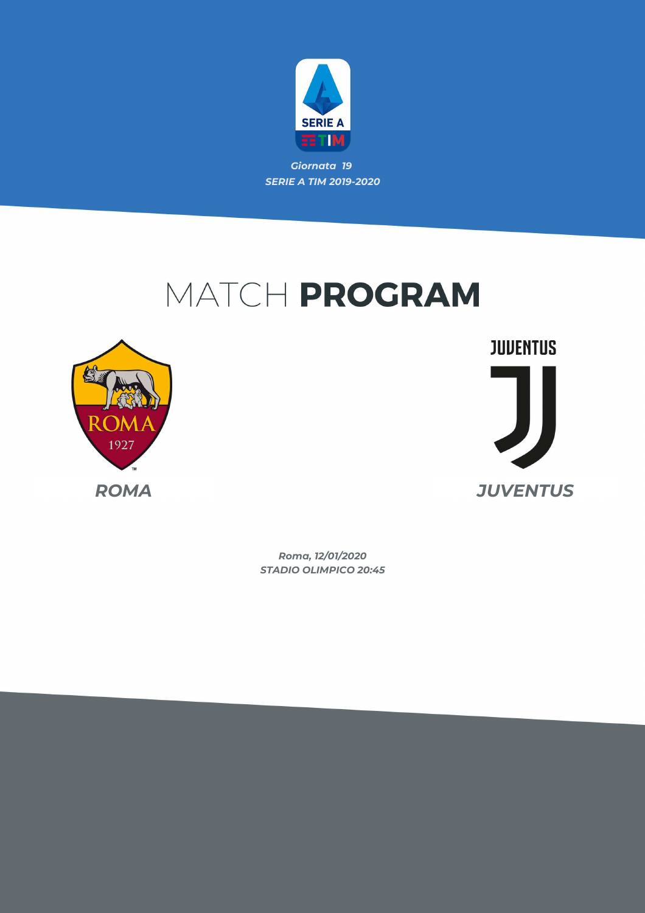SERIE A TIM

*Giornata 19*

*SERIE A TIM 2019-2020*

# MATCH **PROGRAM**

ROMA 1927

***ROMA***

JUVENTUS

***JUVENTUS***

*Roma, 12/01/2020*

*STADIO OLIMPICO 20:45*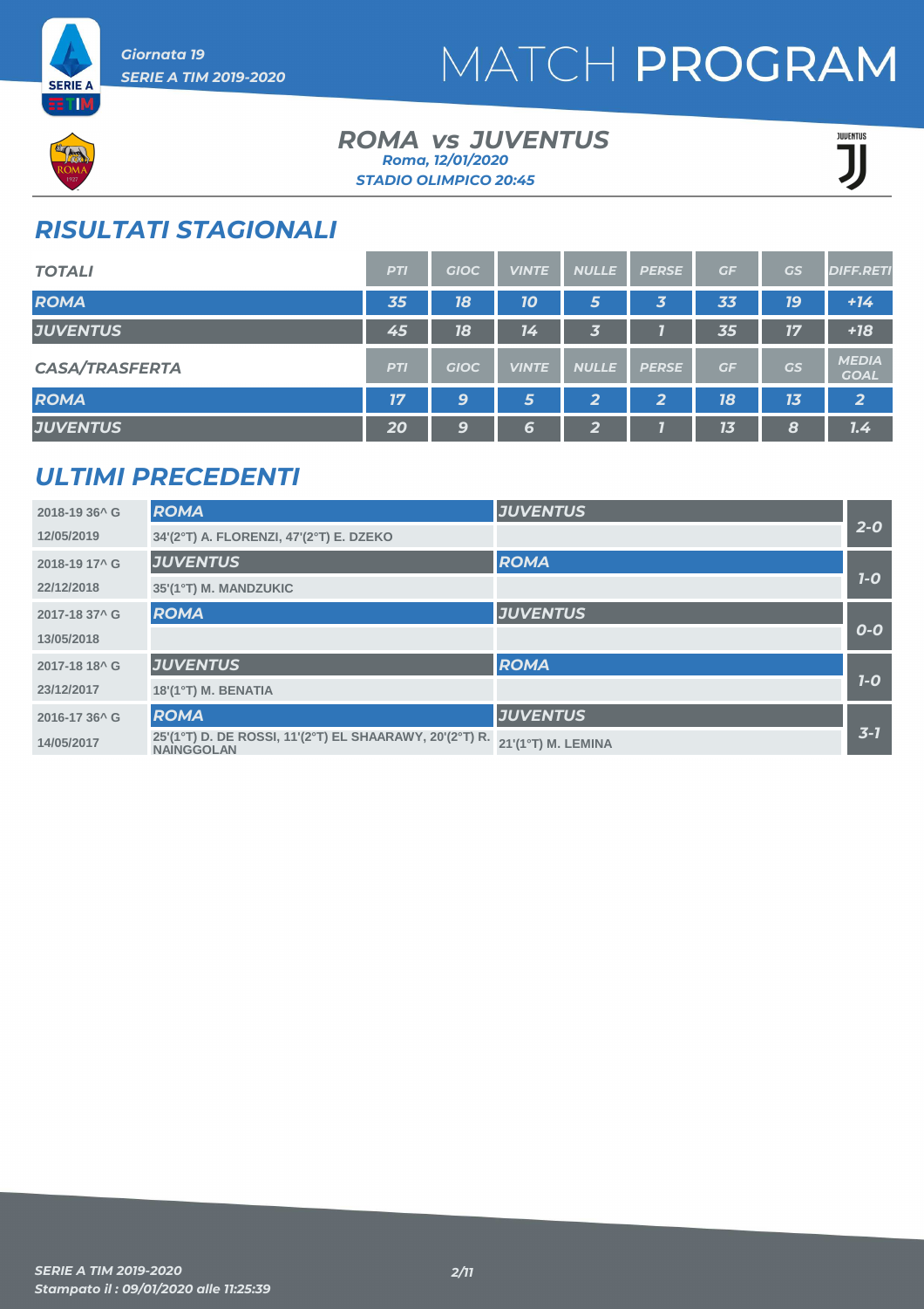Giornata 19
SERIE A TIM 2019-2020

# MATCH PROGRAM

## ROMA vs JUVENTUS

*Roma, 12/01/2020*
*STADIO OLIMPICO 20:45*

## RISULTATI STAGIONALI

| TOTALI | PTI | GIOC | VINTE | NULLE | PERSE | GF | GS | DIFF.RETI |
|---|---|---|---|---|---|---|---|---|
| ROMA | 35 | 18 | 10 | 5 | 3 | 33 | 19 | +14 |
| JUVENTUS | 45 | 18 | 14 | 3 | 1 | 35 | 17 | +18 |

| CASA/TRASFERTA | PTI | GIOC | VINTE | NULLE | PERSE | GF | GS | MEDIA GOAL |
|---|---|---|---|---|---|---|---|---|
| ROMA | 17 | 9 | 5 | 2 | 2 | 18 | 13 | 2 |
| JUVENTUS | 20 | 9 | 6 | 2 | 1 | 13 | 8 | 1.4 |

## ULTIMI PRECEDENTI

| Giornata / Data | Casa | Trasferta | Risultato |
|---|---|---|---|
| 2018-19 36^ G | ROMA | JUVENTUS | 2-0 |
| 12/05/2019 | 34'(2°T) A. FLORENZI, 47'(2°T) E. DZEKO | | |
| 2018-19 17^ G | JUVENTUS | ROMA | 1-0 |
| 22/12/2018 | 35'(1°T) M. MANDZUKIC | | |
| 2017-18 37^ G | ROMA | JUVENTUS | 0-0 |
| 13/05/2018 | | | |
| 2017-18 18^ G | JUVENTUS | ROMA | 1-0 |
| 23/12/2017 | 18'(1°T) M. BENATIA | | |
| 2016-17 36^ G | ROMA | JUVENTUS | 3-1 |
| 14/05/2017 | 25'(1°T) D. DE ROSSI, 11'(2°T) EL SHAARAWY, 20'(2°T) R. NAINGGOLAN | 21'(1°T) M. LEMINA | |

*SERIE A TIM 2019-2020*
*Stampato il : 09/01/2020 alle 11:25:39*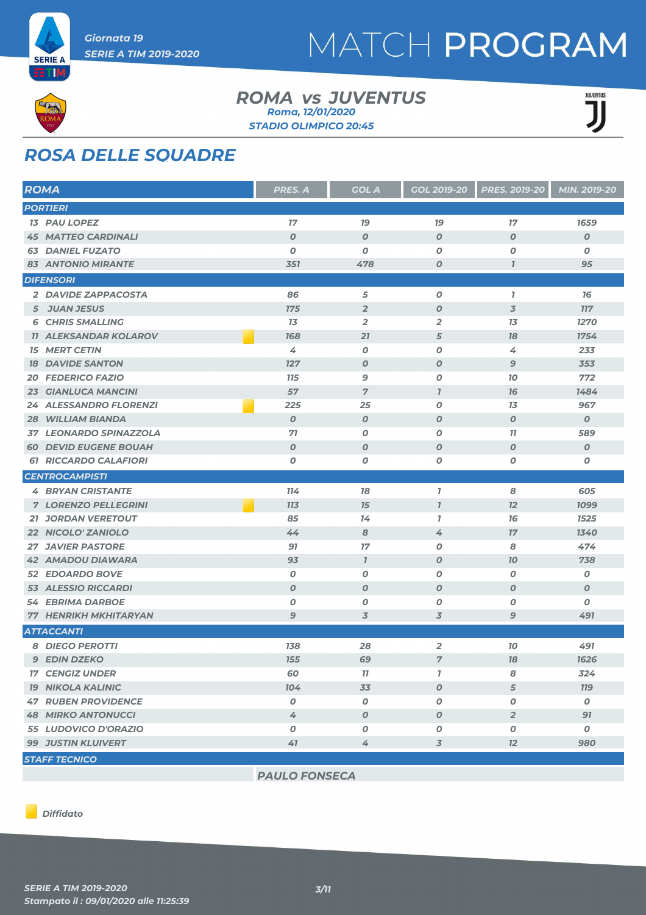Giornata 19
SERIE A TIM 2019-2020

# MATCH PROGRAM

## ROMA vs JUVENTUS

Roma, 12/01/2020
STADIO OLIMPICO 20:45

## ROSA DELLE SQUADRE

| ROMA | | PRES. A | GOL A | GOL 2019-20 | PRES. 2019-20 | MIN. 2019-20 |
|---|---|---|---|---|---|---|
| **PORTIERI** | | | | | | |
| 13 PAU LOPEZ | | 17 | 19 | 19 | 17 | 1659 |
| 45 MATTEO CARDINALI | | 0 | 0 | 0 | 0 | 0 |
| 63 DANIEL FUZATO | | 0 | 0 | 0 | 0 | 0 |
| 83 ANTONIO MIRANTE | | 351 | 478 | 0 | 1 | 95 |
| **DIFENSORI** | | | | | | |
| 2 DAVIDE ZAPPACOSTA | | 86 | 5 | 0 | 1 | 16 |
| 5 JUAN JESUS | | 175 | 2 | 0 | 3 | 117 |
| 6 CHRIS SMALLING | | 13 | 2 | 2 | 13 | 1270 |
| 11 ALEKSANDAR KOLAROV | Diffidato | 168 | 21 | 5 | 18 | 1754 |
| 15 MERT CETIN | | 4 | 0 | 0 | 4 | 233 |
| 18 DAVIDE SANTON | | 127 | 0 | 0 | 9 | 353 |
| 20 FEDERICO FAZIO | | 115 | 9 | 0 | 10 | 772 |
| 23 GIANLUCA MANCINI | | 57 | 7 | 1 | 16 | 1484 |
| 24 ALESSANDRO FLORENZI | Diffidato | 225 | 25 | 0 | 13 | 967 |
| 28 WILLIAM BIANDA | | 0 | 0 | 0 | 0 | 0 |
| 37 LEONARDO SPINAZZOLA | | 71 | 0 | 0 | 11 | 589 |
| 60 DEVID EUGENE BOUAH | | 0 | 0 | 0 | 0 | 0 |
| 61 RICCARDO CALAFIORI | | 0 | 0 | 0 | 0 | 0 |
| **CENTROCAMPISTI** | | | | | | |
| 4 BRYAN CRISTANTE | | 114 | 18 | 1 | 8 | 605 |
| 7 LORENZO PELLEGRINI | Diffidato | 113 | 15 | 1 | 12 | 1099 |
| 21 JORDAN VERETOUT | | 85 | 14 | 1 | 16 | 1525 |
| 22 NICOLO' ZANIOLO | | 44 | 8 | 4 | 17 | 1340 |
| 27 JAVIER PASTORE | | 91 | 17 | 0 | 8 | 474 |
| 42 AMADOU DIAWARA | | 93 | 1 | 0 | 10 | 738 |
| 52 EDOARDO BOVE | | 0 | 0 | 0 | 0 | 0 |
| 53 ALESSIO RICCARDI | | 0 | 0 | 0 | 0 | 0 |
| 54 EBRIMA DARBOE | | 0 | 0 | 0 | 0 | 0 |
| 77 HENRIKH MKHITARYAN | | 9 | 3 | 3 | 9 | 491 |
| **ATTACCANTI** | | | | | | |
| 8 DIEGO PEROTTI | | 138 | 28 | 2 | 10 | 491 |
| 9 EDIN DZEKO | | 155 | 69 | 7 | 18 | 1626 |
| 17 CENGIZ UNDER | | 60 | 11 | 1 | 8 | 324 |
| 19 NIKOLA KALINIC | | 104 | 33 | 0 | 5 | 119 |
| 47 RUBEN PROVIDENCE | | 0 | 0 | 0 | 0 | 0 |
| 48 MIRKO ANTONUCCI | | 4 | 0 | 0 | 2 | 91 |
| 55 LUDOVICO D'ORAZIO | | 0 | 0 | 0 | 0 | 0 |
| 99 JUSTIN KLUIVERT | | 41 | 4 | 3 | 12 | 980 |
| **STAFF TECNICO** | | | | | | |
| | | PAULO FONSECA | | | | |

Diffidato

SERIE A TIM 2019-2020
Stampato il : 09/01/2020 alle 11:25:39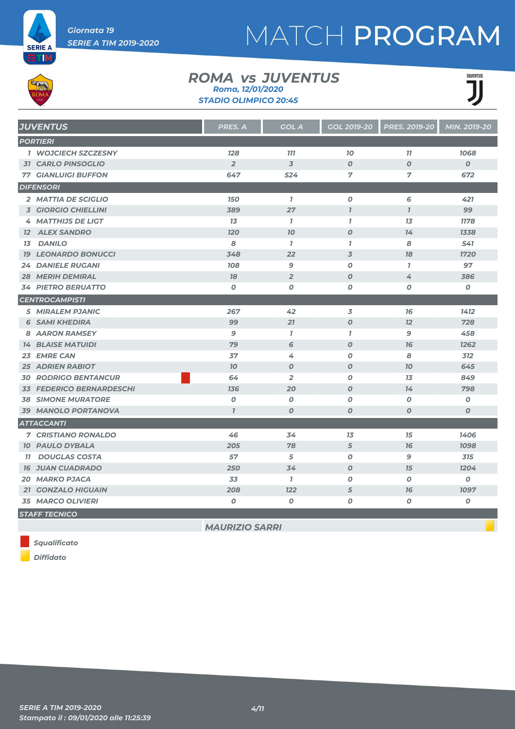# MATCH PROGRAM

Giornata 19
SERIE A TIM 2019-2020

## ROMA vs JUVENTUS

Roma, 12/01/2020
STADIO OLIMPICO 20:45

| JUVENTUS | PRES. A | GOL A | GOL 2019-20 | PRES. 2019-20 | MIN. 2019-20 |
|---|---|---|---|---|---|
| **PORTIERI** | | | | | |
| 1 WOJCIECH SZCZESNY | 128 | 111 | 10 | 11 | 1068 |
| 31 CARLO PINSOGLIO | 2 | 3 | 0 | 0 | 0 |
| 77 GIANLUIGI BUFFON | 647 | 524 | 7 | 7 | 672 |
| **DIFENSORI** | | | | | |
| 2 MATTIA DE SCIGLIO | 150 | 1 | 0 | 6 | 421 |
| 3 GIORGIO CHIELLINI | 389 | 27 | 1 | 1 | 99 |
| 4 MATTHIJS DE LIGT | 13 | 1 | 1 | 13 | 1178 |
| 12 ALEX SANDRO | 120 | 10 | 0 | 14 | 1338 |
| 13 DANILO | 8 | 1 | 1 | 8 | 541 |
| 19 LEONARDO BONUCCI | 348 | 22 | 3 | 18 | 1720 |
| 24 DANIELE RUGANI | 108 | 9 | 0 | 1 | 97 |
| 28 MERIH DEMIRAL | 18 | 2 | 0 | 4 | 386 |
| 34 PIETRO BERUATTO | 0 | 0 | 0 | 0 | 0 |
| **CENTROCAMPISTI** | | | | | |
| 5 MIRALEM PJANIC | 267 | 42 | 3 | 16 | 1412 |
| 6 SAMI KHEDIRA | 99 | 21 | 0 | 12 | 728 |
| 8 AARON RAMSEY | 9 | 1 | 1 | 9 | 458 |
| 14 BLAISE MATUIDI | 79 | 6 | 0 | 16 | 1262 |
| 23 EMRE CAN | 37 | 4 | 0 | 8 | 312 |
| 25 ADRIEN RABIOT | 10 | 0 | 0 | 10 | 645 |
| 30 RODRIGO BENTANCUR (Squalificato) | 64 | 2 | 0 | 13 | 849 |
| 33 FEDERICO BERNARDESCHI | 136 | 20 | 0 | 14 | 798 |
| 38 SIMONE MURATORE | 0 | 0 | 0 | 0 | 0 |
| 39 MANOLO PORTANOVA | 1 | 0 | 0 | 0 | 0 |
| **ATTACCANTI** | | | | | |
| 7 CRISTIANO RONALDO | 46 | 34 | 13 | 15 | 1406 |
| 10 PAULO DYBALA | 205 | 78 | 5 | 16 | 1098 |
| 11 DOUGLAS COSTA | 57 | 5 | 0 | 9 | 315 |
| 16 JUAN CUADRADO | 250 | 34 | 0 | 15 | 1204 |
| 20 MARKO PJACA | 33 | 1 | 0 | 0 | 0 |
| 21 GONZALO HIGUAIN | 208 | 122 | 5 | 16 | 1097 |
| 35 MARCO OLIVIERI | 0 | 0 | 0 | 0 | 0 |
| **STAFF TECNICO** | | | | | |
| MAURIZIO SARRI (Diffidato) | | | | | |

Squalificato (red)
Diffidato (yellow)

SERIE A TIM 2019-2020
Stampato il : 09/01/2020 alle 11:25:39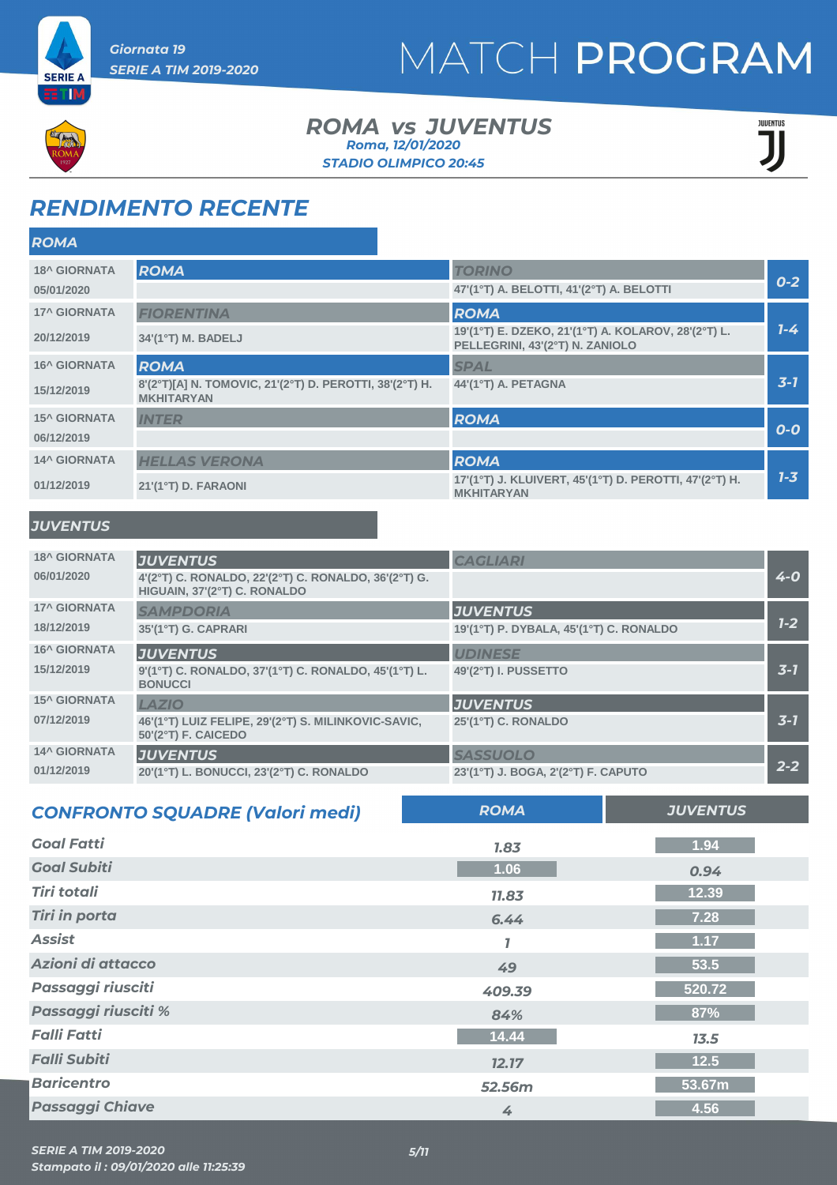Giornata 19
SERIE A TIM 2019-2020

# MATCH PROGRAM

**ROMA vs JUVENTUS**
Roma, 12/01/2020
STADIO OLIMPICO 20:45

## RENDIMENTO RECENTE

### ROMA

| Giornata | Casa | Ospite | Risultato |
|---|---|---|---|
| 18^ GIORNATA 05/01/2020 | ROMA | TORINO 47'(1°T) A. BELOTTI, 41'(2°T) A. BELOTTI | 0-2 |
| 17^ GIORNATA 20/12/2019 | FIORENTINA 34'(1°T) M. BADELJ | ROMA 19'(1°T) E. DZEKO, 21'(1°T) A. KOLAROV, 28'(2°T) L. PELLEGRINI, 43'(2°T) N. ZANIOLO | 1-4 |
| 16^ GIORNATA 15/12/2019 | ROMA 8'(2°T)[A] N. TOMOVIC, 21'(2°T) D. PEROTTI, 38'(2°T) H. MKHITARYAN | SPAL 44'(1°T) A. PETAGNA | 3-1 |
| 15^ GIORNATA 06/12/2019 | INTER | ROMA | 0-0 |
| 14^ GIORNATA 01/12/2019 | HELLAS VERONA 21'(1°T) D. FARAONI | ROMA 17'(1°T) J. KLUIVERT, 45'(1°T) D. PEROTTI, 47'(2°T) H. MKHITARYAN | 1-3 |

### JUVENTUS

| Giornata | Casa | Ospite | Risultato |
|---|---|---|---|
| 18^ GIORNATA 06/01/2020 | JUVENTUS 4'(2°T) C. RONALDO, 22'(2°T) C. RONALDO, 36'(2°T) G. HIGUAIN, 37'(2°T) C. RONALDO | CAGLIARI | 4-0 |
| 17^ GIORNATA 18/12/2019 | SAMPDORIA 35'(1°T) G. CAPRARI | JUVENTUS 19'(1°T) P. DYBALA, 45'(1°T) C. RONALDO | 1-2 |
| 16^ GIORNATA 15/12/2019 | JUVENTUS 9'(1°T) C. RONALDO, 37'(1°T) C. RONALDO, 45'(1°T) L. BONUCCI | UDINESE 49'(2°T) I. PUSSETTO | 3-1 |
| 15^ GIORNATA 07/12/2019 | LAZIO 46'(1°T) LUIZ FELIPE, 29'(2°T) S. MILINKOVIC-SAVIC, 50'(2°T) F. CAICEDO | JUVENTUS 25'(1°T) C. RONALDO | 3-1 |
| 14^ GIORNATA 01/12/2019 | JUVENTUS 20'(1°T) L. BONUCCI, 23'(2°T) C. RONALDO | SASSUOLO 23'(1°T) J. BOGA, 2'(2°T) F. CAPUTO | 2-2 |

## CONFRONTO SQUADRE (Valori medi)

| | ROMA | JUVENTUS |
|---|---|---|
| Goal Fatti | 1.83 | 1.94 |
| Goal Subiti | 1.06 | 0.94 |
| Tiri totali | 11.83 | 12.39 |
| Tiri in porta | 6.44 | 7.28 |
| Assist | 1 | 1.17 |
| Azioni di attacco | 49 | 53.5 |
| Passaggi riusciti | 409.39 | 520.72 |
| Passaggi riusciti % | 84% | 87% |
| Falli Fatti | 14.44 | 13.5 |
| Falli Subiti | 12.17 | 12.5 |
| Baricentro | 52.56m | 53.67m |
| Passaggi Chiave | 4 | 4.56 |

SERIE A TIM 2019-2020
Stampato il : 09/01/2020 alle 11:25:39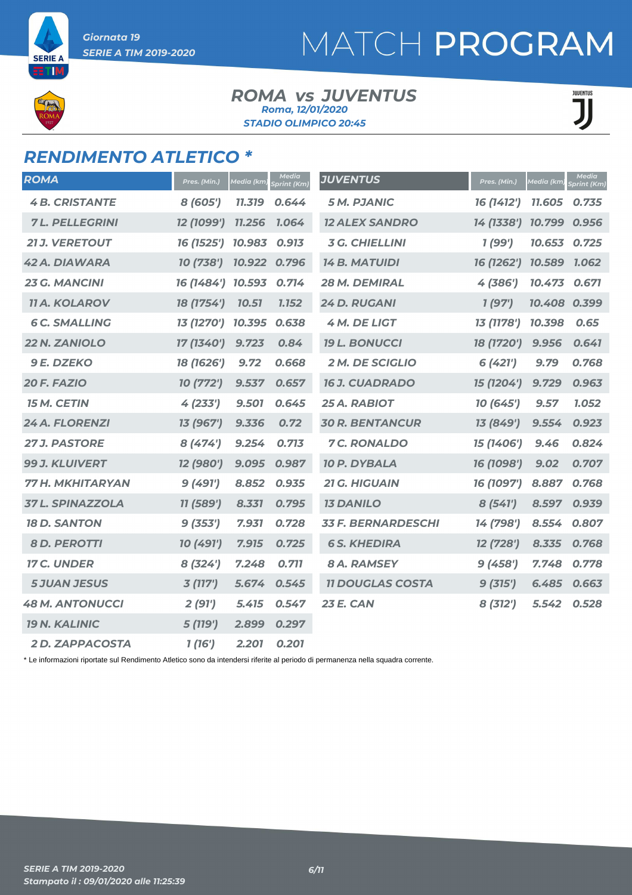# MATCH PROGRAM

Giornata 19
SERIE A TIM 2019-2020

**ROMA vs JUVENTUS**
Roma, 12/01/2020
STADIO OLIMPICO 20:45

## RENDIMENTO ATLETICO *

| ROMA | Pres. (Min.) | Media (km) | Media Sprint (Km) |
|---|---|---|---|
| 4 B. CRISTANTE | 8 (605') | 11.319 | 0.644 |
| 7 L. PELLEGRINI | 12 (1099') | 11.256 | 1.064 |
| 21 J. VERETOUT | 16 (1525') | 10.983 | 0.913 |
| 42 A. DIAWARA | 10 (738') | 10.922 | 0.796 |
| 23 G. MANCINI | 16 (1484') | 10.593 | 0.714 |
| 11 A. KOLAROV | 18 (1754') | 10.51 | 1.152 |
| 6 C. SMALLING | 13 (1270') | 10.395 | 0.638 |
| 22 N. ZANIOLO | 17 (1340') | 9.723 | 0.84 |
| 9 E. DZEKO | 18 (1626') | 9.72 | 0.668 |
| 20 F. FAZIO | 10 (772') | 9.537 | 0.657 |
| 15 M. CETIN | 4 (233') | 9.501 | 0.645 |
| 24 A. FLORENZI | 13 (967') | 9.336 | 0.72 |
| 27 J. PASTORE | 8 (474') | 9.254 | 0.713 |
| 99 J. KLUIVERT | 12 (980') | 9.095 | 0.987 |
| 77 H. MKHITARYAN | 9 (491') | 8.852 | 0.935 |
| 37 L. SPINAZZOLA | 11 (589') | 8.331 | 0.795 |
| 18 D. SANTON | 9 (353') | 7.931 | 0.728 |
| 8 D. PEROTTI | 10 (491') | 7.915 | 0.725 |
| 17 C. UNDER | 8 (324') | 7.248 | 0.711 |
| 5 JUAN JESUS | 3 (117') | 5.674 | 0.545 |
| 48 M. ANTONUCCI | 2 (91') | 5.415 | 0.547 |
| 19 N. KALINIC | 5 (119') | 2.899 | 0.297 |
| 2 D. ZAPPACOSTA | 1 (16') | 2.201 | 0.201 |

| JUVENTUS | Pres. (Min.) | Media (km) | Media Sprint (Km) |
|---|---|---|---|
| 5 M. PJANIC | 16 (1412') | 11.605 | 0.735 |
| 12 ALEX SANDRO | 14 (1338') | 10.799 | 0.956 |
| 3 G. CHIELLINI | 1 (99') | 10.653 | 0.725 |
| 14 B. MATUIDI | 16 (1262') | 10.589 | 1.062 |
| 28 M. DEMIRAL | 4 (386') | 10.473 | 0.671 |
| 24 D. RUGANI | 1 (97') | 10.408 | 0.399 |
| 4 M. DE LIGT | 13 (1178') | 10.398 | 0.65 |
| 19 L. BONUCCI | 18 (1720') | 9.956 | 0.641 |
| 2 M. DE SCIGLIO | 6 (421') | 9.79 | 0.768 |
| 16 J. CUADRADO | 15 (1204') | 9.729 | 0.963 |
| 25 A. RABIOT | 10 (645') | 9.57 | 1.052 |
| 30 R. BENTANCUR | 13 (849') | 9.554 | 0.923 |
| 7 C. RONALDO | 15 (1406') | 9.46 | 0.824 |
| 10 P. DYBALA | 16 (1098') | 9.02 | 0.707 |
| 21 G. HIGUAIN | 16 (1097') | 8.887 | 0.768 |
| 13 DANILO | 8 (541') | 8.597 | 0.939 |
| 33 F. BERNARDESCHI | 14 (798') | 8.554 | 0.807 |
| 6 S. KHEDIRA | 12 (728') | 8.335 | 0.768 |
| 8 A. RAMSEY | 9 (458') | 7.748 | 0.778 |
| 11 DOUGLAS COSTA | 9 (315') | 6.485 | 0.663 |
| 23 E. CAN | 8 (312') | 5.542 | 0.528 |

* Le informazioni riportate sul Rendimento Atletico sono da intendersi riferite al periodo di permanenza nella squadra corrente.

SERIE A TIM 2019-2020
Stampato il : 09/01/2020 alle 11:25:39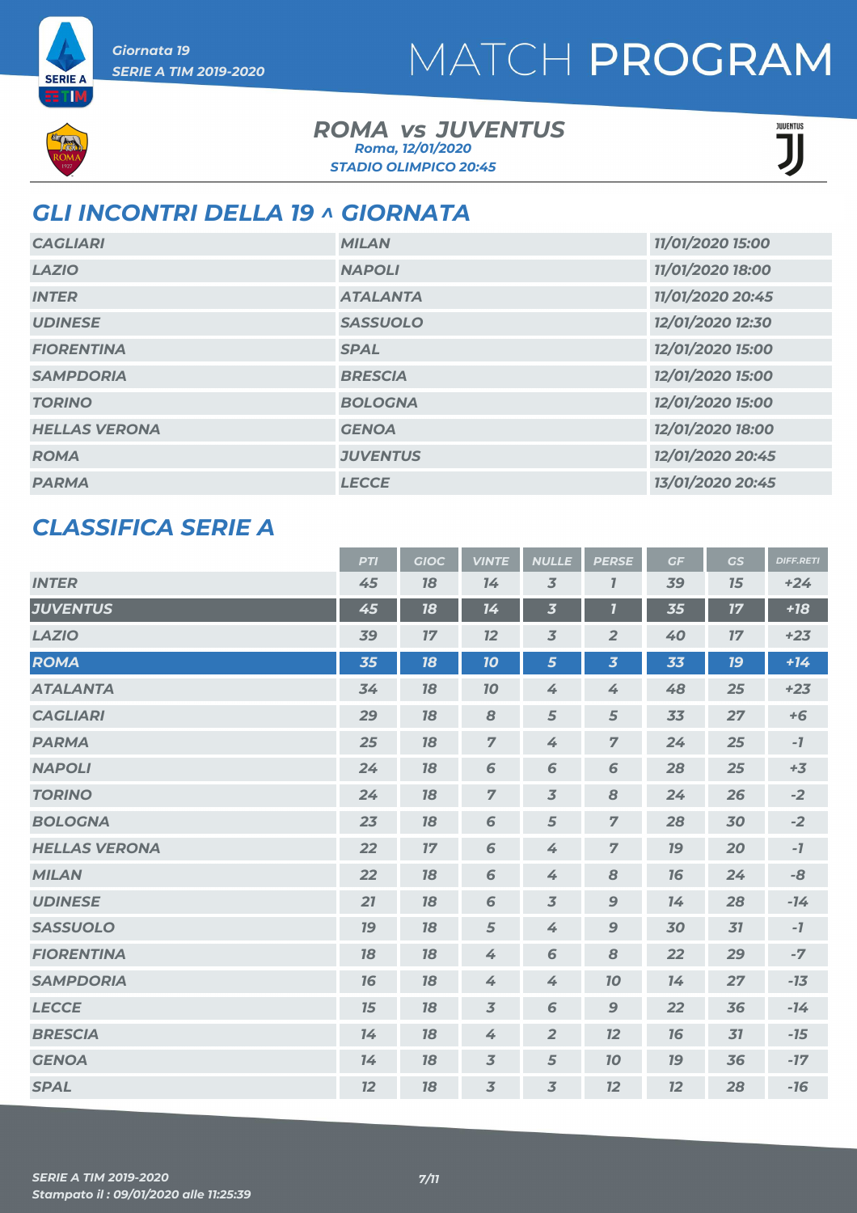Giornata 19

SERIE A TIM 2019-2020

# MATCH PROGRAM

## ROMA vs JUVENTUS

Roma, 12/01/2020

STADIO OLIMPICO 20:45

## GLI INCONTRI DELLA 19 ^ GIORNATA

| | | |
|---|---|---|
| CAGLIARI | MILAN | 11/01/2020 15:00 |
| LAZIO | NAPOLI | 11/01/2020 18:00 |
| INTER | ATALANTA | 11/01/2020 20:45 |
| UDINESE | SASSUOLO | 12/01/2020 12:30 |
| FIORENTINA | SPAL | 12/01/2020 15:00 |
| SAMPDORIA | BRESCIA | 12/01/2020 15:00 |
| TORINO | BOLOGNA | 12/01/2020 15:00 |
| HELLAS VERONA | GENOA | 12/01/2020 18:00 |
| ROMA | JUVENTUS | 12/01/2020 20:45 |
| PARMA | LECCE | 13/01/2020 20:45 |

## CLASSIFICA SERIE A

| | PTI | GIOC | VINTE | NULLE | PERSE | GF | GS | DIFF.RETI |
|---|---|---|---|---|---|---|---|---|
| INTER | 45 | 18 | 14 | 3 | 1 | 39 | 15 | +24 |
| JUVENTUS | 45 | 18 | 14 | 3 | 1 | 35 | 17 | +18 |
| LAZIO | 39 | 17 | 12 | 3 | 2 | 40 | 17 | +23 |
| ROMA | 35 | 18 | 10 | 5 | 3 | 33 | 19 | +14 |
| ATALANTA | 34 | 18 | 10 | 4 | 4 | 48 | 25 | +23 |
| CAGLIARI | 29 | 18 | 8 | 5 | 5 | 33 | 27 | +6 |
| PARMA | 25 | 18 | 7 | 4 | 7 | 24 | 25 | -1 |
| NAPOLI | 24 | 18 | 6 | 6 | 6 | 28 | 25 | +3 |
| TORINO | 24 | 18 | 7 | 3 | 8 | 24 | 26 | -2 |
| BOLOGNA | 23 | 18 | 6 | 5 | 7 | 28 | 30 | -2 |
| HELLAS VERONA | 22 | 17 | 6 | 4 | 7 | 19 | 20 | -1 |
| MILAN | 22 | 18 | 6 | 4 | 8 | 16 | 24 | -8 |
| UDINESE | 21 | 18 | 6 | 3 | 9 | 14 | 28 | -14 |
| SASSUOLO | 19 | 18 | 5 | 4 | 9 | 30 | 31 | -1 |
| FIORENTINA | 18 | 18 | 4 | 6 | 8 | 22 | 29 | -7 |
| SAMPDORIA | 16 | 18 | 4 | 4 | 10 | 14 | 27 | -13 |
| LECCE | 15 | 18 | 3 | 6 | 9 | 22 | 36 | -14 |
| BRESCIA | 14 | 18 | 4 | 2 | 12 | 16 | 31 | -15 |
| GENOA | 14 | 18 | 3 | 5 | 10 | 19 | 36 | -17 |
| SPAL | 12 | 18 | 3 | 3 | 12 | 12 | 28 | -16 |

SERIE A TIM 2019-2020

Stampato il : 09/01/2020 alle 11:25:39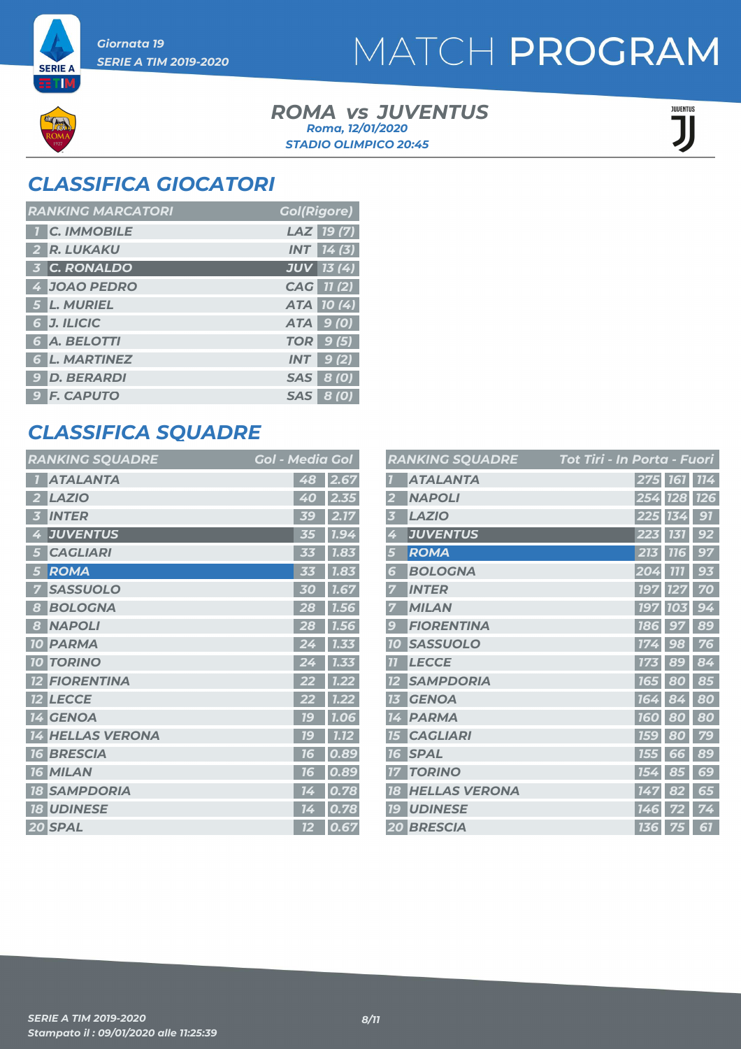Giornata 19
SERIE A TIM 2019-2020

# MATCH PROGRAM

**ROMA vs JUVENTUS**
Roma, 12/01/2020
STADIO OLIMPICO 20:45

## CLASSIFICA GIOCATORI

| RANKING MARCATORI | | | Gol(Rigore) |
|---|---|---|---|
| 1 | C. IMMOBILE | LAZ | 19 (7) |
| 2 | R. LUKAKU | INT | 14 (3) |
| 3 | C. RONALDO | JUV | 13 (4) |
| 4 | JOAO PEDRO | CAG | 11 (2) |
| 5 | L. MURIEL | ATA | 10 (4) |
| 6 | J. ILICIC | ATA | 9 (0) |
| 6 | A. BELOTTI | TOR | 9 (5) |
| 6 | L. MARTINEZ | INT | 9 (2) |
| 9 | D. BERARDI | SAS | 8 (0) |
| 9 | F. CAPUTO | SAS | 8 (0) |

## CLASSIFICA SQUADRE

| RANKING SQUADRE | | Gol | Media Gol |
|---|---|---|---|
| 1 | ATALANTA | 48 | 2.67 |
| 2 | LAZIO | 40 | 2.35 |
| 3 | INTER | 39 | 2.17 |
| 4 | JUVENTUS | 35 | 1.94 |
| 5 | CAGLIARI | 33 | 1.83 |
| 5 | ROMA | 33 | 1.83 |
| 7 | SASSUOLO | 30 | 1.67 |
| 8 | BOLOGNA | 28 | 1.56 |
| 8 | NAPOLI | 28 | 1.56 |
| 10 | PARMA | 24 | 1.33 |
| 10 | TORINO | 24 | 1.33 |
| 12 | FIORENTINA | 22 | 1.22 |
| 12 | LECCE | 22 | 1.22 |
| 14 | GENOA | 19 | 1.06 |
| 14 | HELLAS VERONA | 19 | 1.12 |
| 16 | BRESCIA | 16 | 0.89 |
| 16 | MILAN | 16 | 0.89 |
| 18 | SAMPDORIA | 14 | 0.78 |
| 18 | UDINESE | 14 | 0.78 |
| 20 | SPAL | 12 | 0.67 |

| RANKING SQUADRE | | Tot Tiri | In Porta | Fuori |
|---|---|---|---|---|
| 1 | ATALANTA | 275 | 161 | 114 |
| 2 | NAPOLI | 254 | 128 | 126 |
| 3 | LAZIO | 225 | 134 | 91 |
| 4 | JUVENTUS | 223 | 131 | 92 |
| 5 | ROMA | 213 | 116 | 97 |
| 6 | BOLOGNA | 204 | 111 | 93 |
| 7 | INTER | 197 | 127 | 70 |
| 7 | MILAN | 197 | 103 | 94 |
| 9 | FIORENTINA | 186 | 97 | 89 |
| 10 | SASSUOLO | 174 | 98 | 76 |
| 11 | LECCE | 173 | 89 | 84 |
| 12 | SAMPDORIA | 165 | 80 | 85 |
| 13 | GENOA | 164 | 84 | 80 |
| 14 | PARMA | 160 | 80 | 80 |
| 15 | CAGLIARI | 159 | 80 | 79 |
| 16 | SPAL | 155 | 66 | 89 |
| 17 | TORINO | 154 | 85 | 69 |
| 18 | HELLAS VERONA | 147 | 82 | 65 |
| 19 | UDINESE | 146 | 72 | 74 |
| 20 | BRESCIA | 136 | 75 | 61 |

SERIE A TIM 2019-2020
Stampato il : 09/01/2020 alle 11:25:39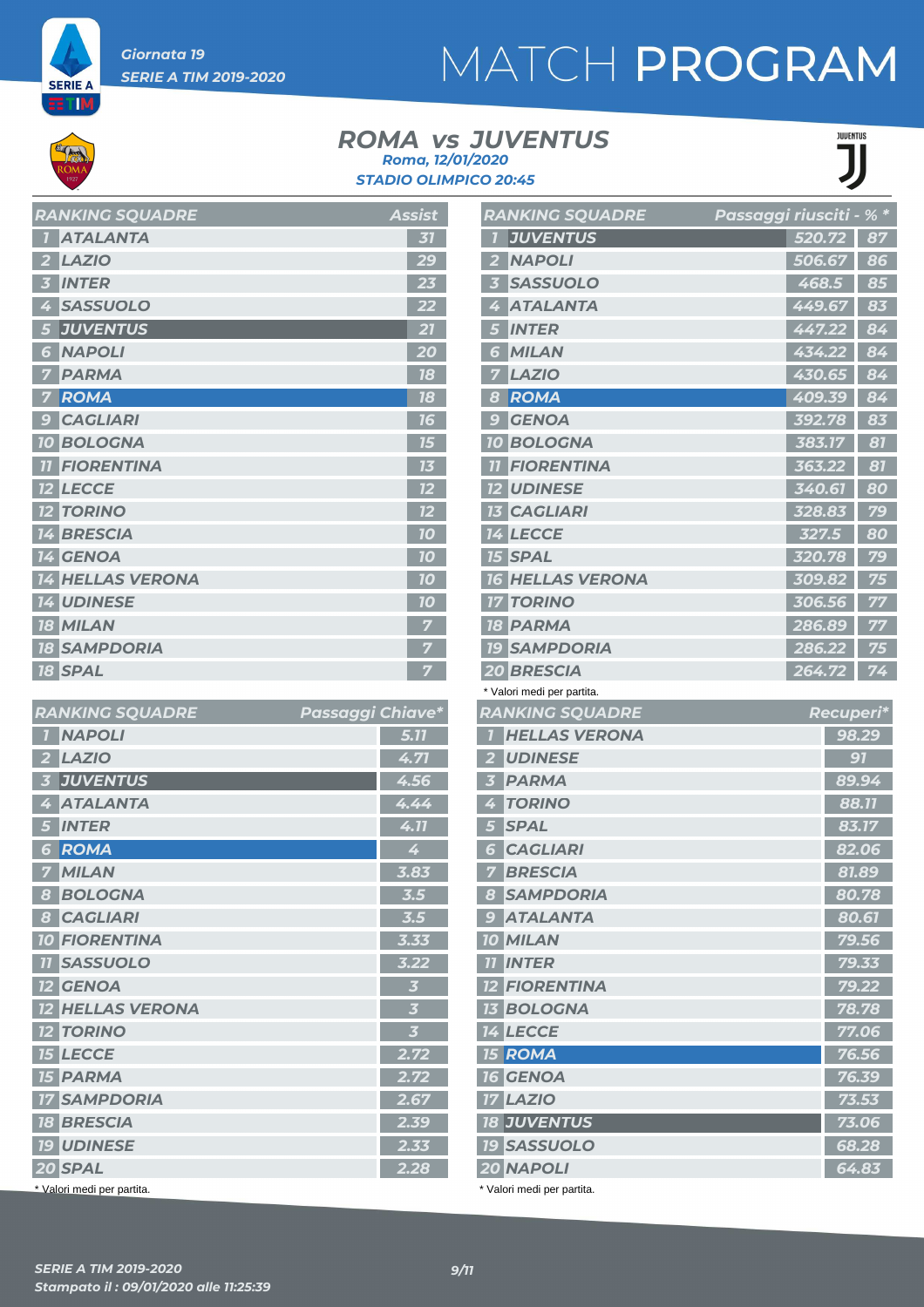Giornata 19

SERIE A TIM 2019-2020

# MATCH PROGRAM

## ROMA vs JUVENTUS

Roma, 12/01/2020

STADIO OLIMPICO 20:45

| RANKING SQUADRE | | Assist |
|---|---|---|
| 1 | ATALANTA | 31 |
| 2 | LAZIO | 29 |
| 3 | INTER | 23 |
| 4 | SASSUOLO | 22 |
| 5 | JUVENTUS | 21 |
| 6 | NAPOLI | 20 |
| 7 | PARMA | 18 |
| 7 | ROMA | 18 |
| 9 | CAGLIARI | 16 |
| 10 | BOLOGNA | 15 |
| 11 | FIORENTINA | 13 |
| 12 | LECCE | 12 |
| 12 | TORINO | 12 |
| 14 | BRESCIA | 10 |
| 14 | GENOA | 10 |
| 14 | HELLAS VERONA | 10 |
| 14 | UDINESE | 10 |
| 18 | MILAN | 7 |
| 18 | SAMPDORIA | 7 |
| 18 | SPAL | 7 |

| RANKING SQUADRE | | Passaggi riusciti | % * |
|---|---|---|---|
| 1 | JUVENTUS | 520.72 | 87 |
| 2 | NAPOLI | 506.67 | 86 |
| 3 | SASSUOLO | 468.5 | 85 |
| 4 | ATALANTA | 449.67 | 83 |
| 5 | INTER | 447.22 | 84 |
| 6 | MILAN | 434.22 | 84 |
| 7 | LAZIO | 430.65 | 84 |
| 8 | ROMA | 409.39 | 84 |
| 9 | GENOA | 392.78 | 83 |
| 10 | BOLOGNA | 383.17 | 81 |
| 11 | FIORENTINA | 363.22 | 81 |
| 12 | UDINESE | 340.61 | 80 |
| 13 | CAGLIARI | 328.83 | 79 |
| 14 | LECCE | 327.5 | 80 |
| 15 | SPAL | 320.78 | 79 |
| 16 | HELLAS VERONA | 309.82 | 75 |
| 17 | TORINO | 306.56 | 77 |
| 18 | PARMA | 286.89 | 77 |
| 19 | SAMPDORIA | 286.22 | 75 |
| 20 | BRESCIA | 264.72 | 74 |

\* Valori medi per partita.

| RANKING SQUADRE | | Passaggi Chiave* |
|---|---|---|
| 1 | NAPOLI | 5.11 |
| 2 | LAZIO | 4.71 |
| 3 | JUVENTUS | 4.56 |
| 4 | ATALANTA | 4.44 |
| 5 | INTER | 4.11 |
| 6 | ROMA | 4 |
| 7 | MILAN | 3.83 |
| 8 | BOLOGNA | 3.5 |
| 8 | CAGLIARI | 3.5 |
| 10 | FIORENTINA | 3.33 |
| 11 | SASSUOLO | 3.22 |
| 12 | GENOA | 3 |
| 12 | HELLAS VERONA | 3 |
| 12 | TORINO | 3 |
| 15 | LECCE | 2.72 |
| 15 | PARMA | 2.72 |
| 17 | SAMPDORIA | 2.67 |
| 18 | BRESCIA | 2.39 |
| 19 | UDINESE | 2.33 |
| 20 | SPAL | 2.28 |

\* Valori medi per partita.

| RANKING SQUADRE | | Recuperi* |
|---|---|---|
| 1 | HELLAS VERONA | 98.29 |
| 2 | UDINESE | 91 |
| 3 | PARMA | 89.94 |
| 4 | TORINO | 88.11 |
| 5 | SPAL | 83.17 |
| 6 | CAGLIARI | 82.06 |
| 7 | BRESCIA | 81.89 |
| 8 | SAMPDORIA | 80.78 |
| 9 | ATALANTA | 80.61 |
| 10 | MILAN | 79.56 |
| 11 | INTER | 79.33 |
| 12 | FIORENTINA | 79.22 |
| 13 | BOLOGNA | 78.78 |
| 14 | LECCE | 77.06 |
| 15 | ROMA | 76.56 |
| 16 | GENOA | 76.39 |
| 17 | LAZIO | 73.53 |
| 18 | JUVENTUS | 73.06 |
| 19 | SASSUOLO | 68.28 |
| 20 | NAPOLI | 64.83 |

\* Valori medi per partita.

SERIE A TIM 2019-2020

Stampato il : 09/01/2020 alle 11:25:39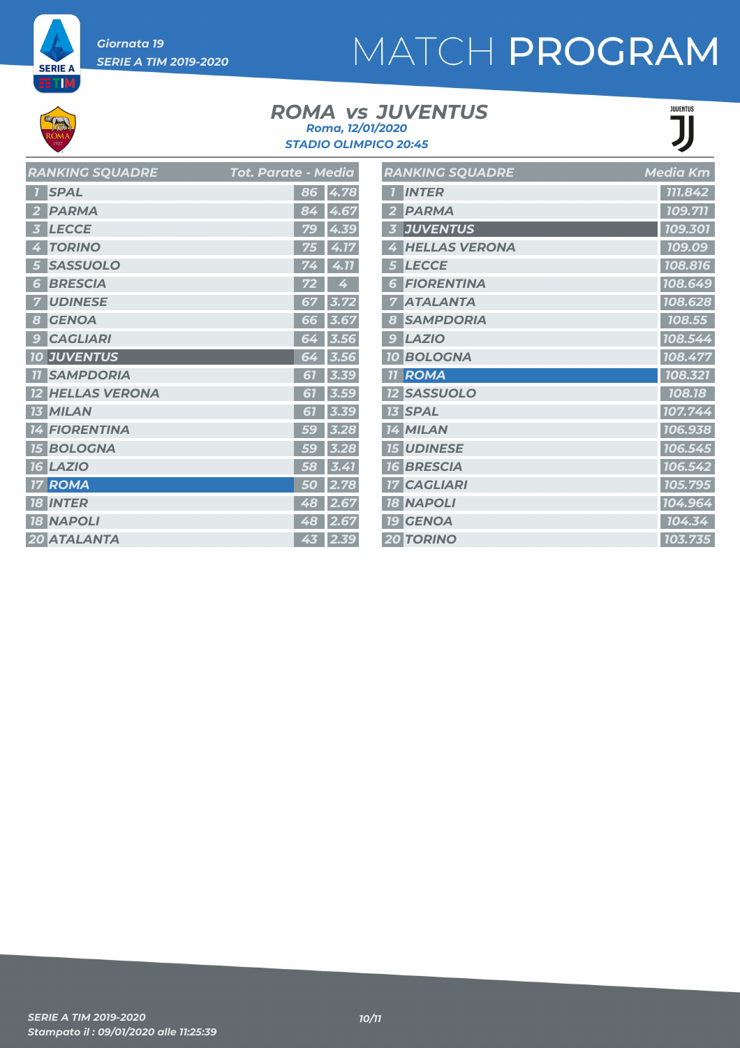Giornata 19
SERIE A TIM 2019-2020

# MATCH PROGRAM

## ROMA vs JUVENTUS

Roma, 12/01/2020
STADIO OLIMPICO 20:45

| RANKING SQUADRE | | Tot. Parate | Media |
|---|---|---|---|
| 1 | SPAL | 86 | 4.78 |
| 2 | PARMA | 84 | 4.67 |
| 3 | LECCE | 79 | 4.39 |
| 4 | TORINO | 75 | 4.17 |
| 5 | SASSUOLO | 74 | 4.11 |
| 6 | BRESCIA | 72 | 4 |
| 7 | UDINESE | 67 | 3.72 |
| 8 | GENOA | 66 | 3.67 |
| 9 | CAGLIARI | 64 | 3.56 |
| 10 | JUVENTUS | 64 | 3.56 |
| 11 | SAMPDORIA | 61 | 3.39 |
| 12 | HELLAS VERONA | 61 | 3.59 |
| 13 | MILAN | 61 | 3.39 |
| 14 | FIORENTINA | 59 | 3.28 |
| 15 | BOLOGNA | 59 | 3.28 |
| 16 | LAZIO | 58 | 3.41 |
| 17 | ROMA | 50 | 2.78 |
| 18 | INTER | 48 | 2.67 |
| 18 | NAPOLI | 48 | 2.67 |
| 20 | ATALANTA | 43 | 2.39 |

| RANKING SQUADRE | | Media Km |
|---|---|---|
| 1 | INTER | 111.842 |
| 2 | PARMA | 109.711 |
| 3 | JUVENTUS | 109.301 |
| 4 | HELLAS VERONA | 109.09 |
| 5 | LECCE | 108.816 |
| 6 | FIORENTINA | 108.649 |
| 7 | ATALANTA | 108.628 |
| 8 | SAMPDORIA | 108.55 |
| 9 | LAZIO | 108.544 |
| 10 | BOLOGNA | 108.477 |
| 11 | ROMA | 108.321 |
| 12 | SASSUOLO | 108.18 |
| 13 | SPAL | 107.744 |
| 14 | MILAN | 106.938 |
| 15 | UDINESE | 106.545 |
| 16 | BRESCIA | 106.542 |
| 17 | CAGLIARI | 105.795 |
| 18 | NAPOLI | 104.964 |
| 19 | GENOA | 104.34 |
| 20 | TORINO | 103.735 |

SERIE A TIM 2019-2020
Stampato il : 09/01/2020 alle 11:25:39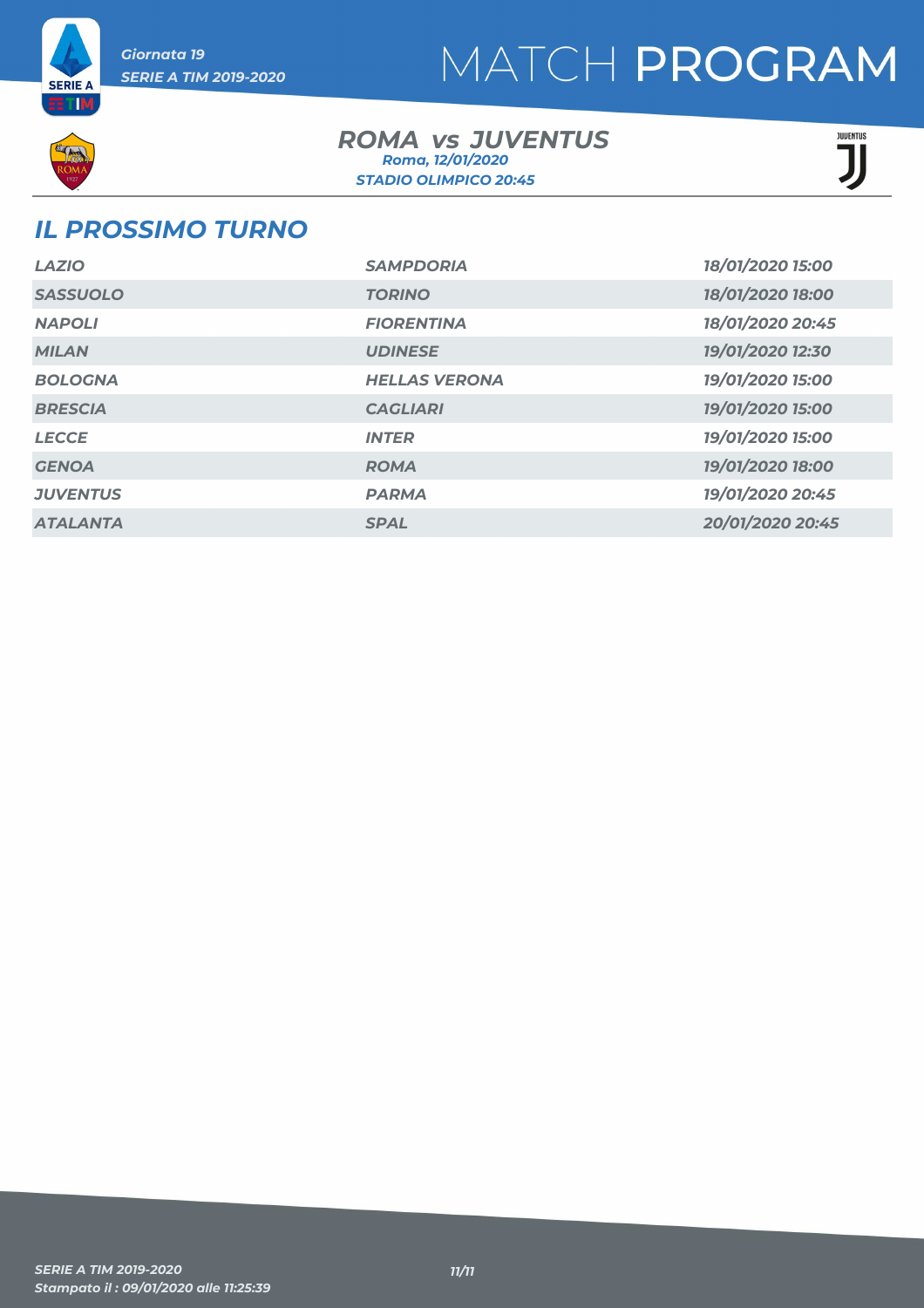Giornata 19

SERIE A TIM 2019-2020

# MATCH PROGRAM

**ROMA vs JUVENTUS**

Roma, 12/01/2020

STADIO OLIMPICO 20:45

## IL PROSSIMO TURNO

| | | |
|---|---|---|
| LAZIO | SAMPDORIA | 18/01/2020 15:00 |
| SASSUOLO | TORINO | 18/01/2020 18:00 |
| NAPOLI | FIORENTINA | 18/01/2020 20:45 |
| MILAN | UDINESE | 19/01/2020 12:30 |
| BOLOGNA | HELLAS VERONA | 19/01/2020 15:00 |
| BRESCIA | CAGLIARI | 19/01/2020 15:00 |
| LECCE | INTER | 19/01/2020 15:00 |
| GENOA | ROMA | 19/01/2020 18:00 |
| JUVENTUS | PARMA | 19/01/2020 20:45 |
| ATALANTA | SPAL | 20/01/2020 20:45 |

SERIE A TIM 2019-2020

Stampato il : 09/01/2020 alle 11:25:39